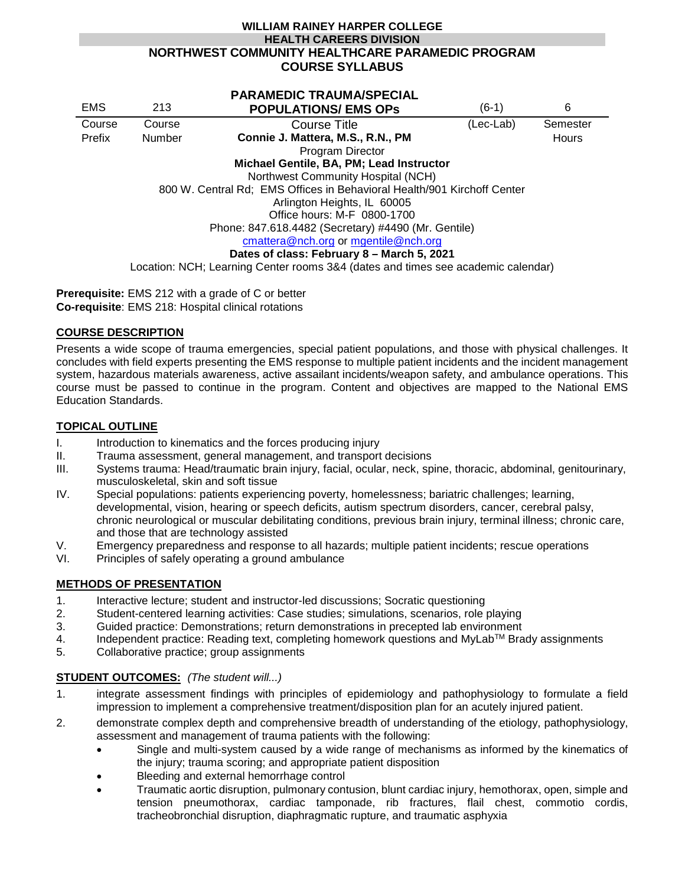**WILLIAM RAINEY HARPER COLLEGE**
**HEALTH CAREERS DIVISION**
**NORTHWEST COMMUNITY HEALTHCARE PARAMEDIC PROGRAM**
**COURSE SYLLABUS**

| EMS | 213 | **PARAMEDIC TRAUMA/SPECIAL POPULATIONS/ EMS OPs** | (6-1) | 6 |
|---|---|---|---|---|
| Course Prefix | Course Number | Course Title | (Lec-Lab) | Semester Hours |

**Connie J. Mattera, M.S., R.N., PM**
Program Director
**Michael Gentile, BA, PM; Lead Instructor**
Northwest Community Hospital (NCH)
800 W. Central Rd; EMS Offices in Behavioral Health/901 Kirchoff Center
Arlington Heights, IL 60005
Office hours: M-F 0800-1700
Phone: 847.618.4482 (Secretary) #4490 (Mr. Gentile)
cmattera@nch.org or mgentile@nch.org
**Dates of class: February 8 – March 5, 2021**
Location: NCH; Learning Center rooms 3&4 (dates and times see academic calendar)

**Prerequisite:** EMS 212 with a grade of C or better
**Co-requisite**: EMS 218: Hospital clinical rotations

## COURSE DESCRIPTION

Presents a wide scope of trauma emergencies, special patient populations, and those with physical challenges. It concludes with field experts presenting the EMS response to multiple patient incidents and the incident management system, hazardous materials awareness, active assailant incidents/weapon safety, and ambulance operations. This course must be passed to continue in the program. Content and objectives are mapped to the National EMS Education Standards.

## TOPICAL OUTLINE

I. Introduction to kinematics and the forces producing injury
II. Trauma assessment, general management, and transport decisions
III. Systems trauma: Head/traumatic brain injury, facial, ocular, neck, spine, thoracic, abdominal, genitourinary, musculoskeletal, skin and soft tissue
IV. Special populations: patients experiencing poverty, homelessness; bariatric challenges; learning, developmental, vision, hearing or speech deficits, autism spectrum disorders, cancer, cerebral palsy, chronic neurological or muscular debilitating conditions, previous brain injury, terminal illness; chronic care, and those that are technology assisted
V. Emergency preparedness and response to all hazards; multiple patient incidents; rescue operations
VI. Principles of safely operating a ground ambulance

## METHODS OF PRESENTATION

1. Interactive lecture; student and instructor-led discussions; Socratic questioning
2. Student-centered learning activities: Case studies; simulations, scenarios, role playing
3. Guided practice: Demonstrations; return demonstrations in precepted lab environment
4. Independent practice: Reading text, completing homework questions and MyLab™ Brady assignments
5. Collaborative practice; group assignments

## STUDENT OUTCOMES: *(The student will...)*

1. integrate assessment findings with principles of epidemiology and pathophysiology to formulate a field impression to implement a comprehensive treatment/disposition plan for an acutely injured patient.
2. demonstrate complex depth and comprehensive breadth of understanding of the etiology, pathophysiology, assessment and management of trauma patients with the following:
   - Single and multi-system caused by a wide range of mechanisms as informed by the kinematics of the injury; trauma scoring; and appropriate patient disposition
   - Bleeding and external hemorrhage control
   - Traumatic aortic disruption, pulmonary contusion, blunt cardiac injury, hemothorax, open, simple and tension pneumothorax, cardiac tamponade, rib fractures, flail chest, commotio cordis, tracheobronchial disruption, diaphragmatic rupture, and traumatic asphyxia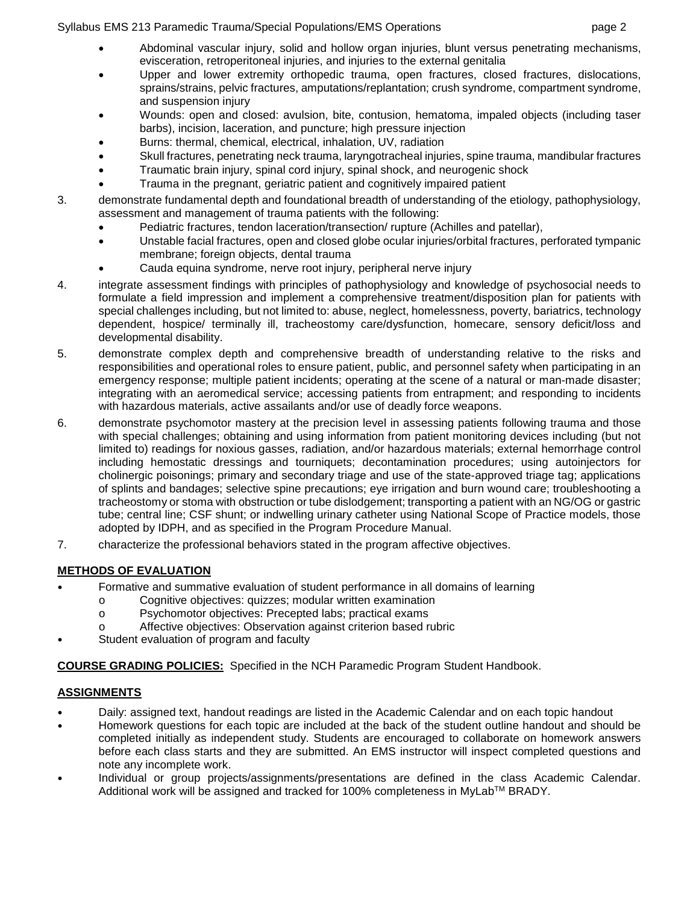- Abdominal vascular injury, solid and hollow organ injuries, blunt versus penetrating mechanisms, evisceration, retroperitoneal injuries, and injuries to the external genitalia
- Upper and lower extremity orthopedic trauma, open fractures, closed fractures, dislocations, sprains/strains, pelvic fractures, amputations/replantation; crush syndrome, compartment syndrome, and suspension injury
- Wounds: open and closed: avulsion, bite, contusion, hematoma, impaled objects (including taser barbs), incision, laceration, and puncture; high pressure injection
- Burns: thermal, chemical, electrical, inhalation, UV, radiation
- Skull fractures, penetrating neck trauma, laryngotracheal injuries, spine trauma, mandibular fractures
- Traumatic brain injury, spinal cord injury, spinal shock, and neurogenic shock
- Trauma in the pregnant, geriatric patient and cognitively impaired patient

3. demonstrate fundamental depth and foundational breadth of understanding of the etiology, pathophysiology, assessment and management of trauma patients with the following:
   - Pediatric fractures, tendon laceration/transection/ rupture (Achilles and patellar),
   - Unstable facial fractures, open and closed globe ocular injuries/orbital fractures, perforated tympanic membrane; foreign objects, dental trauma
   - Cauda equina syndrome, nerve root injury, peripheral nerve injury
4. integrate assessment findings with principles of pathophysiology and knowledge of psychosocial needs to formulate a field impression and implement a comprehensive treatment/disposition plan for patients with special challenges including, but not limited to: abuse, neglect, homelessness, poverty, bariatrics, technology dependent, hospice/ terminally ill, tracheostomy care/dysfunction, homecare, sensory deficit/loss and developmental disability.
5. demonstrate complex depth and comprehensive breadth of understanding relative to the risks and responsibilities and operational roles to ensure patient, public, and personnel safety when participating in an emergency response; multiple patient incidents; operating at the scene of a natural or man-made disaster; integrating with an aeromedical service; accessing patients from entrapment; and responding to incidents with hazardous materials, active assailants and/or use of deadly force weapons.
6. demonstrate psychomotor mastery at the precision level in assessing patients following trauma and those with special challenges; obtaining and using information from patient monitoring devices including (but not limited to) readings for noxious gasses, radiation, and/or hazardous materials; external hemorrhage control including hemostatic dressings and tourniquets; decontamination procedures; using autoinjectors for cholinergic poisonings; primary and secondary triage and use of the state-approved triage tag; applications of splints and bandages; selective spine precautions; eye irrigation and burn wound care; troubleshooting a tracheostomy or stoma with obstruction or tube dislodgement; transporting a patient with an NG/OG or gastric tube; central line; CSF shunt; or indwelling urinary catheter using National Scope of Practice models, those adopted by IDPH, and as specified in the Program Procedure Manual.
7. characterize the professional behaviors stated in the program affective objectives.

## METHODS OF EVALUATION

- Formative and summative evaluation of student performance in all domains of learning
  - Cognitive objectives: quizzes; modular written examination
  - Psychomotor objectives: Precepted labs; practical exams
  - Affective objectives: Observation against criterion based rubric
- Student evaluation of program and faculty

**COURSE GRADING POLICIES:** Specified in the NCH Paramedic Program Student Handbook.

## ASSIGNMENTS

- Daily: assigned text, handout readings are listed in the Academic Calendar and on each topic handout
- Homework questions for each topic are included at the back of the student outline handout and should be completed initially as independent study. Students are encouraged to collaborate on homework answers before each class starts and they are submitted. An EMS instructor will inspect completed questions and note any incomplete work.
- Individual or group projects/assignments/presentations are defined in the class Academic Calendar. Additional work will be assigned and tracked for 100% completeness in MyLab™ BRADY.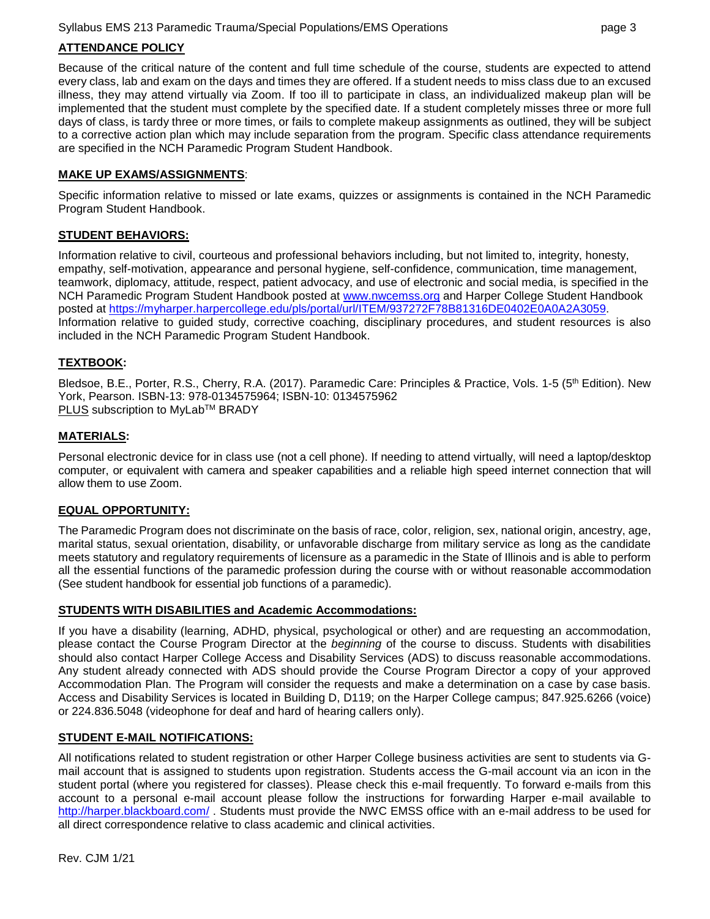## ATTENDANCE POLICY

Because of the critical nature of the content and full time schedule of the course, students are expected to attend every class, lab and exam on the days and times they are offered. If a student needs to miss class due to an excused illness, they may attend virtually via Zoom. If too ill to participate in class, an individualized makeup plan will be implemented that the student must complete by the specified date. If a student completely misses three or more full days of class, is tardy three or more times, or fails to complete makeup assignments as outlined, they will be subject to a corrective action plan which may include separation from the program. Specific class attendance requirements are specified in the NCH Paramedic Program Student Handbook.

## MAKE UP EXAMS/ASSIGNMENTS:

Specific information relative to missed or late exams, quizzes or assignments is contained in the NCH Paramedic Program Student Handbook.

## STUDENT BEHAVIORS:

Information relative to civil, courteous and professional behaviors including, but not limited to, integrity, honesty, empathy, self-motivation, appearance and personal hygiene, self-confidence, communication, time management, teamwork, diplomacy, attitude, respect, patient advocacy, and use of electronic and social media, is specified in the NCH Paramedic Program Student Handbook posted at www.nwcemss.org and Harper College Student Handbook posted at https://myharper.harpercollege.edu/pls/portal/url/ITEM/937272F78B81316DE0402E0A0A2A3059. Information relative to guided study, corrective coaching, disciplinary procedures, and student resources is also included in the NCH Paramedic Program Student Handbook.

## TEXTBOOK:

Bledsoe, B.E., Porter, R.S., Cherry, R.A. (2017). Paramedic Care: Principles & Practice, Vols. 1-5 (5th Edition). New York, Pearson. ISBN-13: 978-0134575964; ISBN-10: 0134575962
PLUS subscription to MyLab™ BRADY

## MATERIALS:

Personal electronic device for in class use (not a cell phone). If needing to attend virtually, will need a laptop/desktop computer, or equivalent with camera and speaker capabilities and a reliable high speed internet connection that will allow them to use Zoom.

## EQUAL OPPORTUNITY:

The Paramedic Program does not discriminate on the basis of race, color, religion, sex, national origin, ancestry, age, marital status, sexual orientation, disability, or unfavorable discharge from military service as long as the candidate meets statutory and regulatory requirements of licensure as a paramedic in the State of Illinois and is able to perform all the essential functions of the paramedic profession during the course with or without reasonable accommodation (See student handbook for essential job functions of a paramedic).

## STUDENTS WITH DISABILITIES and Academic Accommodations:

If you have a disability (learning, ADHD, physical, psychological or other) and are requesting an accommodation, please contact the Course Program Director at the *beginning* of the course to discuss. Students with disabilities should also contact Harper College Access and Disability Services (ADS) to discuss reasonable accommodations. Any student already connected with ADS should provide the Course Program Director a copy of your approved Accommodation Plan. The Program will consider the requests and make a determination on a case by case basis. Access and Disability Services is located in Building D, D119; on the Harper College campus; 847.925.6266 (voice) or 224.836.5048 (videophone for deaf and hard of hearing callers only).

## STUDENT E-MAIL NOTIFICATIONS:

All notifications related to student registration or other Harper College business activities are sent to students via G-mail account that is assigned to students upon registration. Students access the G-mail account via an icon in the student portal (where you registered for classes). Please check this e-mail frequently. To forward e-mails from this account to a personal e-mail account please follow the instructions for forwarding Harper e-mail available to http://harper.blackboard.com/ . Students must provide the NWC EMSS office with an e-mail address to be used for all direct correspondence relative to class academic and clinical activities.

Rev. CJM 1/21